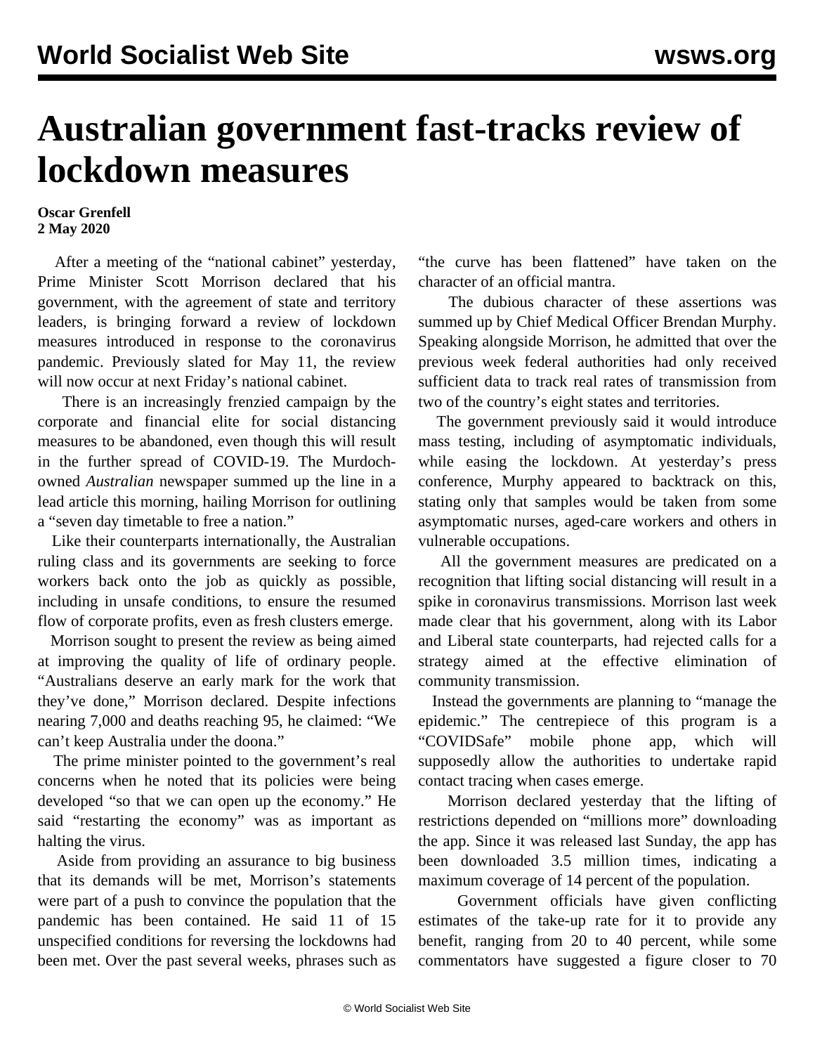# Australian government fast-tracks review of lockdown measures

**Oscar Grenfell**
**2 May 2020**

After a meeting of the "national cabinet" yesterday, Prime Minister Scott Morrison declared that his government, with the agreement of state and territory leaders, is bringing forward a review of lockdown measures introduced in response to the coronavirus pandemic. Previously slated for May 11, the review will now occur at next Friday's national cabinet.

There is an increasingly frenzied campaign by the corporate and financial elite for social distancing measures to be abandoned, even though this will result in the further spread of COVID-19. The Murdoch-owned *Australian* newspaper summed up the line in a lead article this morning, hailing Morrison for outlining a "seven day timetable to free a nation."

Like their counterparts internationally, the Australian ruling class and its governments are seeking to force workers back onto the job as quickly as possible, including in unsafe conditions, to ensure the resumed flow of corporate profits, even as fresh clusters emerge.

Morrison sought to present the review as being aimed at improving the quality of life of ordinary people. "Australians deserve an early mark for the work that they've done," Morrison declared. Despite infections nearing 7,000 and deaths reaching 95, he claimed: "We can't keep Australia under the doona."

The prime minister pointed to the government's real concerns when he noted that its policies were being developed "so that we can open up the economy." He said "restarting the economy" was as important as halting the virus.

Aside from providing an assurance to big business that its demands will be met, Morrison's statements were part of a push to convince the population that the pandemic has been contained. He said 11 of 15 unspecified conditions for reversing the lockdowns had been met. Over the past several weeks, phrases such as "the curve has been flattened" have taken on the character of an official mantra.

The dubious character of these assertions was summed up by Chief Medical Officer Brendan Murphy. Speaking alongside Morrison, he admitted that over the previous week federal authorities had only received sufficient data to track real rates of transmission from two of the country's eight states and territories.

The government previously said it would introduce mass testing, including of asymptomatic individuals, while easing the lockdown. At yesterday's press conference, Murphy appeared to backtrack on this, stating only that samples would be taken from some asymptomatic nurses, aged-care workers and others in vulnerable occupations.

All the government measures are predicated on a recognition that lifting social distancing will result in a spike in coronavirus transmissions. Morrison last week made clear that his government, along with its Labor and Liberal state counterparts, had rejected calls for a strategy aimed at the effective elimination of community transmission.

Instead the governments are planning to "manage the epidemic." The centrepiece of this program is a "COVIDSafe" mobile phone app, which will supposedly allow the authorities to undertake rapid contact tracing when cases emerge.

Morrison declared yesterday that the lifting of restrictions depended on "millions more" downloading the app. Since it was released last Sunday, the app has been downloaded 3.5 million times, indicating a maximum coverage of 14 percent of the population.

Government officials have given conflicting estimates of the take-up rate for it to provide any benefit, ranging from 20 to 40 percent, while some commentators have suggested a figure closer to 70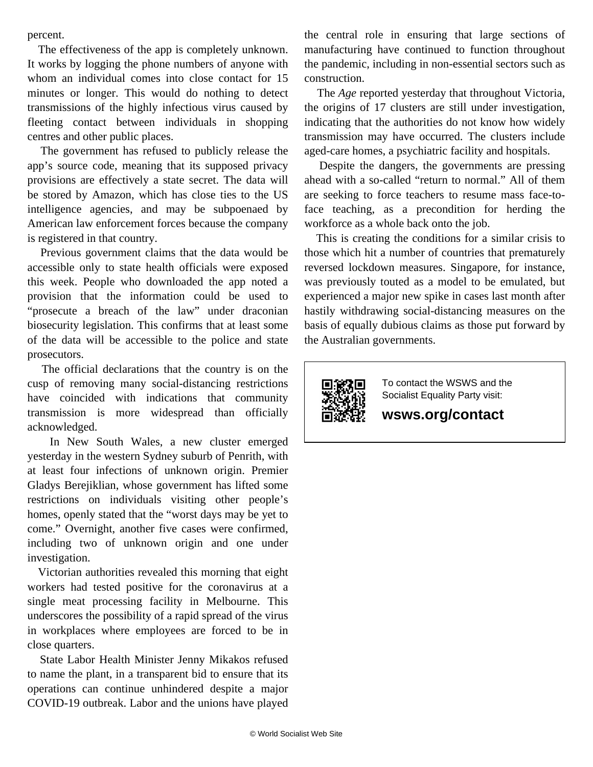percent.

The effectiveness of the app is completely unknown. It works by logging the phone numbers of anyone with whom an individual comes into close contact for 15 minutes or longer. This would do nothing to detect transmissions of the highly infectious virus caused by fleeting contact between individuals in shopping centres and other public places.

The government has refused to publicly release the app's source code, meaning that its supposed privacy provisions are effectively a state secret. The data will be stored by Amazon, which has close ties to the US intelligence agencies, and may be subpoenaed by American law enforcement forces because the company is registered in that country.

Previous government claims that the data would be accessible only to state health officials were exposed this week. People who downloaded the app noted a provision that the information could be used to "prosecute a breach of the law" under draconian biosecurity legislation. This confirms that at least some of the data will be accessible to the police and state prosecutors.

The official declarations that the country is on the cusp of removing many social-distancing restrictions have coincided with indications that community transmission is more widespread than officially acknowledged.

In New South Wales, a new cluster emerged yesterday in the western Sydney suburb of Penrith, with at least four infections of unknown origin. Premier Gladys Berejiklian, whose government has lifted some restrictions on individuals visiting other people's homes, openly stated that the "worst days may be yet to come." Overnight, another five cases were confirmed, including two of unknown origin and one under investigation.

Victorian authorities revealed this morning that eight workers had tested positive for the coronavirus at a single meat processing facility in Melbourne. This underscores the possibility of a rapid spread of the virus in workplaces where employees are forced to be in close quarters.

State Labor Health Minister Jenny Mikakos refused to name the plant, in a transparent bid to ensure that its operations can continue unhindered despite a major COVID-19 outbreak. Labor and the unions have played the central role in ensuring that large sections of manufacturing have continued to function throughout the pandemic, including in non-essential sectors such as construction.

The *Age* reported yesterday that throughout Victoria, the origins of 17 clusters are still under investigation, indicating that the authorities do not know how widely transmission may have occurred. The clusters include aged-care homes, a psychiatric facility and hospitals.

Despite the dangers, the governments are pressing ahead with a so-called "return to normal." All of them are seeking to force teachers to resume mass face-to-face teaching, as a precondition for herding the workforce as a whole back onto the job.

This is creating the conditions for a similar crisis to those which hit a number of countries that prematurely reversed lockdown measures. Singapore, for instance, was previously touted as a model to be emulated, but experienced a major new spike in cases last month after hastily withdrawing social-distancing measures on the basis of equally dubious claims as those put forward by the Australian governments.

To contact the WSWS and the Socialist Equality Party visit:

**wsws.org/contact**